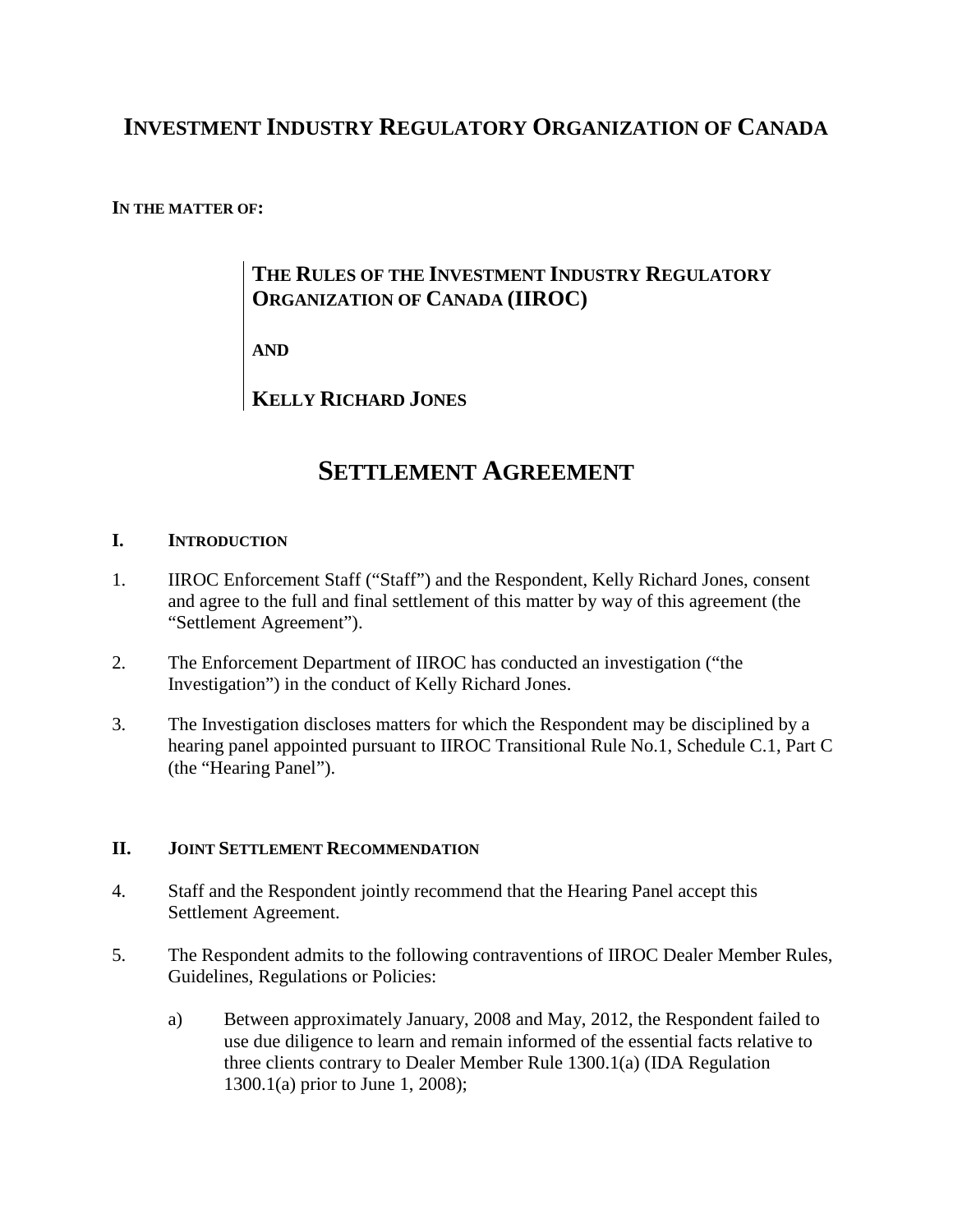# INVESTMENT INDUSTRY REGULATORY ORGANIZATION OF CANADA

**IN THE MATTER OF:**

**THE RULES OF THE INVESTMENT INDUSTRY REGULATORY ORGANIZATION OF CANADA (IIROC)**

**AND**

**KELLY RICHARD JONES**

# SETTLEMENT AGREEMENT

## I. INTRODUCTION

1. IIROC Enforcement Staff ("Staff") and the Respondent, Kelly Richard Jones, consent and agree to the full and final settlement of this matter by way of this agreement (the "Settlement Agreement").

2. The Enforcement Department of IIROC has conducted an investigation ("the Investigation") in the conduct of Kelly Richard Jones.

3. The Investigation discloses matters for which the Respondent may be disciplined by a hearing panel appointed pursuant to IIROC Transitional Rule No.1, Schedule C.1, Part C (the "Hearing Panel").

## II. JOINT SETTLEMENT RECOMMENDATION

4. Staff and the Respondent jointly recommend that the Hearing Panel accept this Settlement Agreement.

5. The Respondent admits to the following contraventions of IIROC Dealer Member Rules, Guidelines, Regulations or Policies:

   a) Between approximately January, 2008 and May, 2012, the Respondent failed to use due diligence to learn and remain informed of the essential facts relative to three clients contrary to Dealer Member Rule 1300.1(a) (IDA Regulation 1300.1(a) prior to June 1, 2008);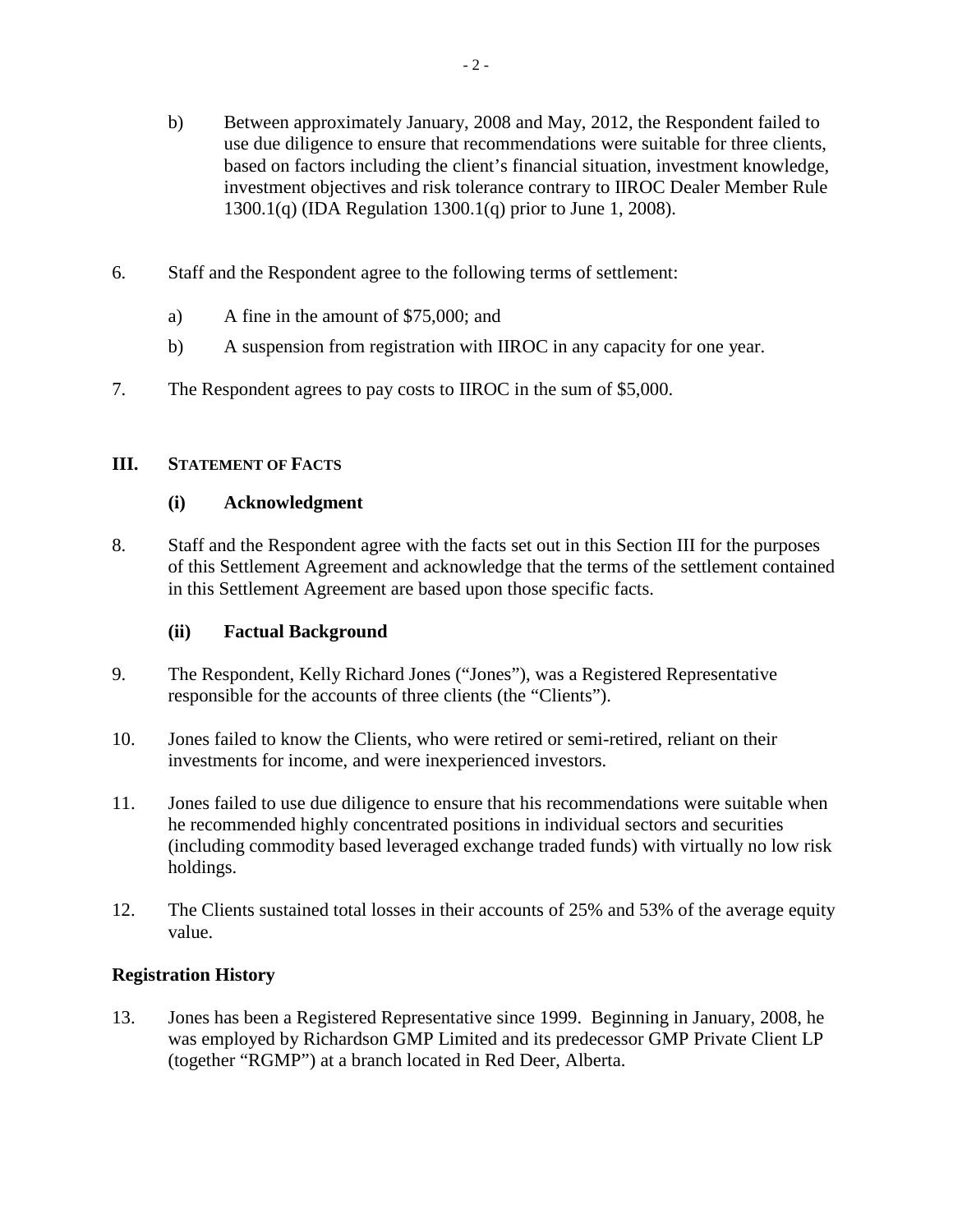b) Between approximately January, 2008 and May, 2012, the Respondent failed to use due diligence to ensure that recommendations were suitable for three clients, based on factors including the client's financial situation, investment knowledge, investment objectives and risk tolerance contrary to IIROC Dealer Member Rule 1300.1(q) (IDA Regulation 1300.1(q) prior to June 1, 2008).

6. Staff and the Respondent agree to the following terms of settlement:

   a) A fine in the amount of $75,000; and

   b) A suspension from registration with IIROC in any capacity for one year.

7. The Respondent agrees to pay costs to IIROC in the sum of $5,000.

## III. STATEMENT OF FACTS

### (i) Acknowledgment

8. Staff and the Respondent agree with the facts set out in this Section III for the purposes of this Settlement Agreement and acknowledge that the terms of the settlement contained in this Settlement Agreement are based upon those specific facts.

### (ii) Factual Background

9. The Respondent, Kelly Richard Jones ("Jones"), was a Registered Representative responsible for the accounts of three clients (the "Clients").

10. Jones failed to know the Clients, who were retired or semi-retired, reliant on their investments for income, and were inexperienced investors.

11. Jones failed to use due diligence to ensure that his recommendations were suitable when he recommended highly concentrated positions in individual sectors and securities (including commodity based leveraged exchange traded funds) with virtually no low risk holdings.

12. The Clients sustained total losses in their accounts of 25% and 53% of the average equity value.

### Registration History

13. Jones has been a Registered Representative since 1999. Beginning in January, 2008, he was employed by Richardson GMP Limited and its predecessor GMP Private Client LP (together "RGMP") at a branch located in Red Deer, Alberta.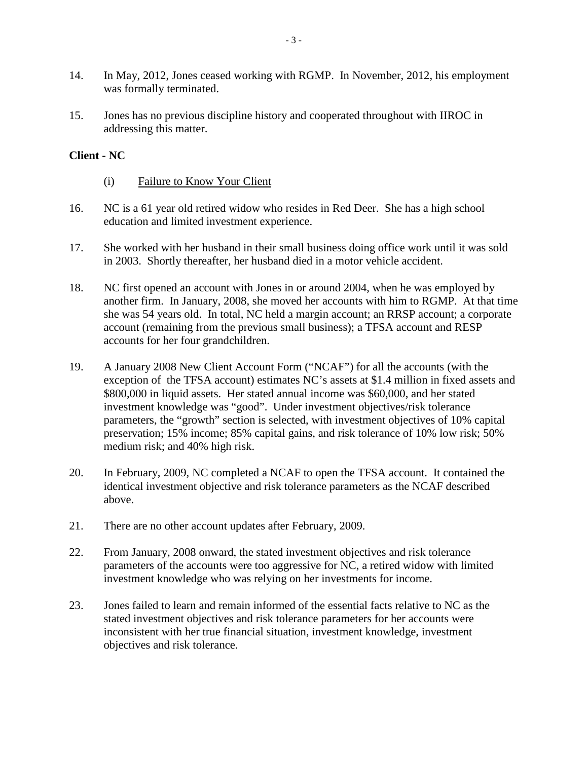14. In May, 2012, Jones ceased working with RGMP. In November, 2012, his employment was formally terminated.

15. Jones has no previous discipline history and cooperated throughout with IIROC in addressing this matter.

**Client - NC**

(i) Failure to Know Your Client

16. NC is a 61 year old retired widow who resides in Red Deer. She has a high school education and limited investment experience.

17. She worked with her husband in their small business doing office work until it was sold in 2003. Shortly thereafter, her husband died in a motor vehicle accident.

18. NC first opened an account with Jones in or around 2004, when he was employed by another firm. In January, 2008, she moved her accounts with him to RGMP. At that time she was 54 years old. In total, NC held a margin account; an RRSP account; a corporate account (remaining from the previous small business); a TFSA account and RESP accounts for her four grandchildren.

19. A January 2008 New Client Account Form ("NCAF") for all the accounts (with the exception of the TFSA account) estimates NC's assets at \$1.4 million in fixed assets and \$800,000 in liquid assets. Her stated annual income was \$60,000, and her stated investment knowledge was "good". Under investment objectives/risk tolerance parameters, the "growth" section is selected, with investment objectives of 10% capital preservation; 15% income; 85% capital gains, and risk tolerance of 10% low risk; 50% medium risk; and 40% high risk.

20. In February, 2009, NC completed a NCAF to open the TFSA account. It contained the identical investment objective and risk tolerance parameters as the NCAF described above.

21. There are no other account updates after February, 2009.

22. From January, 2008 onward, the stated investment objectives and risk tolerance parameters of the accounts were too aggressive for NC, a retired widow with limited investment knowledge who was relying on her investments for income.

23. Jones failed to learn and remain informed of the essential facts relative to NC as the stated investment objectives and risk tolerance parameters for her accounts were inconsistent with her true financial situation, investment knowledge, investment objectives and risk tolerance.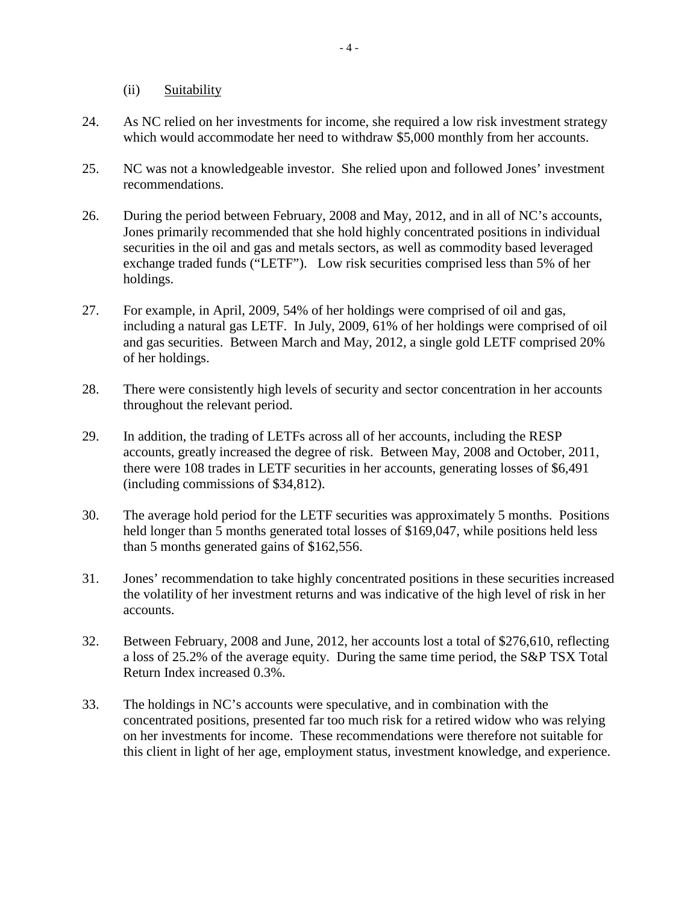### (ii) Suitability

24. As NC relied on her investments for income, she required a low risk investment strategy which would accommodate her need to withdraw $5,000 monthly from her accounts.

25. NC was not a knowledgeable investor. She relied upon and followed Jones' investment recommendations.

26. During the period between February, 2008 and May, 2012, and in all of NC's accounts, Jones primarily recommended that she hold highly concentrated positions in individual securities in the oil and gas and metals sectors, as well as commodity based leveraged exchange traded funds ("LETF"). Low risk securities comprised less than 5% of her holdings.

27. For example, in April, 2009, 54% of her holdings were comprised of oil and gas, including a natural gas LETF. In July, 2009, 61% of her holdings were comprised of oil and gas securities. Between March and May, 2012, a single gold LETF comprised 20% of her holdings.

28. There were consistently high levels of security and sector concentration in her accounts throughout the relevant period.

29. In addition, the trading of LETFs across all of her accounts, including the RESP accounts, greatly increased the degree of risk. Between May, 2008 and October, 2011, there were 108 trades in LETF securities in her accounts, generating losses of $6,491 (including commissions of $34,812).

30. The average hold period for the LETF securities was approximately 5 months. Positions held longer than 5 months generated total losses of $169,047, while positions held less than 5 months generated gains of $162,556.

31. Jones' recommendation to take highly concentrated positions in these securities increased the volatility of her investment returns and was indicative of the high level of risk in her accounts.

32. Between February, 2008 and June, 2012, her accounts lost a total of $276,610, reflecting a loss of 25.2% of the average equity. During the same time period, the S&P TSX Total Return Index increased 0.3%.

33. The holdings in NC's accounts were speculative, and in combination with the concentrated positions, presented far too much risk for a retired widow who was relying on her investments for income. These recommendations were therefore not suitable for this client in light of her age, employment status, investment knowledge, and experience.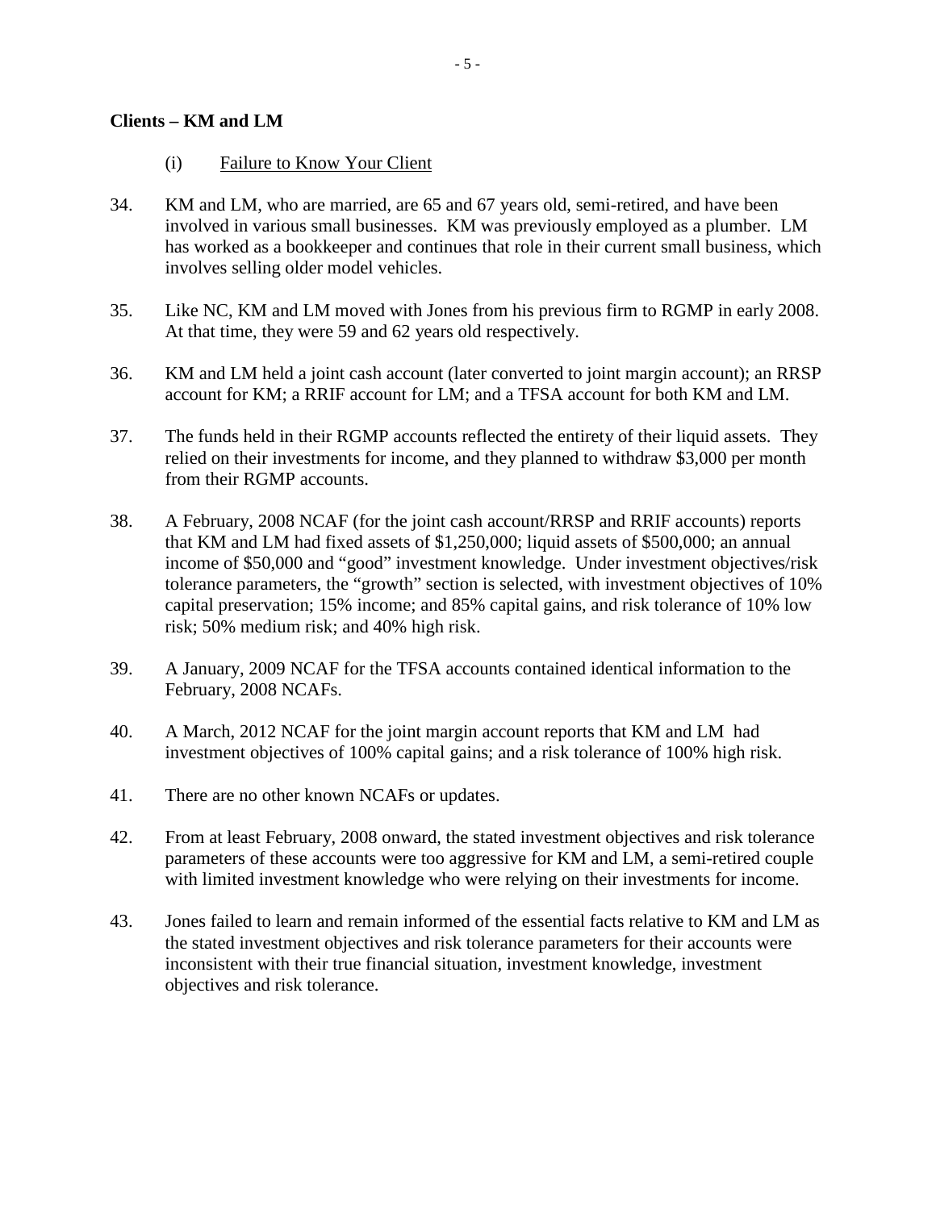**Clients – KM and LM**

(i) Failure to Know Your Client

34. KM and LM, who are married, are 65 and 67 years old, semi-retired, and have been involved in various small businesses. KM was previously employed as a plumber. LM has worked as a bookkeeper and continues that role in their current small business, which involves selling older model vehicles.

35. Like NC, KM and LM moved with Jones from his previous firm to RGMP in early 2008. At that time, they were 59 and 62 years old respectively.

36. KM and LM held a joint cash account (later converted to joint margin account); an RRSP account for KM; a RRIF account for LM; and a TFSA account for both KM and LM.

37. The funds held in their RGMP accounts reflected the entirety of their liquid assets. They relied on their investments for income, and they planned to withdraw $3,000 per month from their RGMP accounts.

38. A February, 2008 NCAF (for the joint cash account/RRSP and RRIF accounts) reports that KM and LM had fixed assets of $1,250,000; liquid assets of $500,000; an annual income of $50,000 and "good" investment knowledge. Under investment objectives/risk tolerance parameters, the "growth" section is selected, with investment objectives of 10% capital preservation; 15% income; and 85% capital gains, and risk tolerance of 10% low risk; 50% medium risk; and 40% high risk.

39. A January, 2009 NCAF for the TFSA accounts contained identical information to the February, 2008 NCAFs.

40. A March, 2012 NCAF for the joint margin account reports that KM and LM had investment objectives of 100% capital gains; and a risk tolerance of 100% high risk.

41. There are no other known NCAFs or updates.

42. From at least February, 2008 onward, the stated investment objectives and risk tolerance parameters of these accounts were too aggressive for KM and LM, a semi-retired couple with limited investment knowledge who were relying on their investments for income.

43. Jones failed to learn and remain informed of the essential facts relative to KM and LM as the stated investment objectives and risk tolerance parameters for their accounts were inconsistent with their true financial situation, investment knowledge, investment objectives and risk tolerance.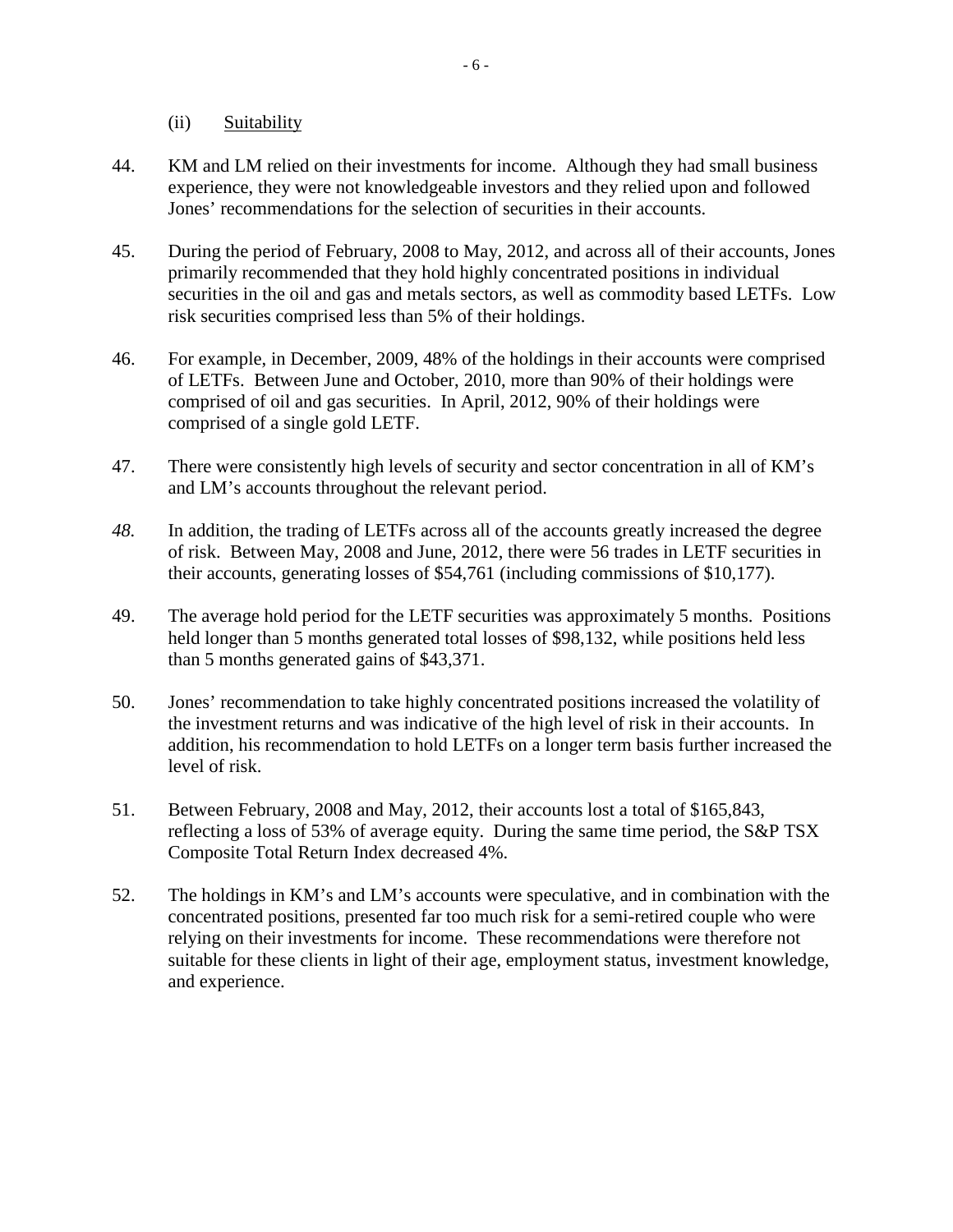(ii) Suitability

44. KM and LM relied on their investments for income. Although they had small business experience, they were not knowledgeable investors and they relied upon and followed Jones' recommendations for the selection of securities in their accounts.

45. During the period of February, 2008 to May, 2012, and across all of their accounts, Jones primarily recommended that they hold highly concentrated positions in individual securities in the oil and gas and metals sectors, as well as commodity based LETFs. Low risk securities comprised less than 5% of their holdings.

46. For example, in December, 2009, 48% of the holdings in their accounts were comprised of LETFs. Between June and October, 2010, more than 90% of their holdings were comprised of oil and gas securities. In April, 2012, 90% of their holdings were comprised of a single gold LETF.

47. There were consistently high levels of security and sector concentration in all of KM's and LM's accounts throughout the relevant period.

*48.* In addition, the trading of LETFs across all of the accounts greatly increased the degree of risk. Between May, 2008 and June, 2012, there were 56 trades in LETF securities in their accounts, generating losses of $54,761 (including commissions of $10,177).

49. The average hold period for the LETF securities was approximately 5 months. Positions held longer than 5 months generated total losses of $98,132, while positions held less than 5 months generated gains of $43,371.

50. Jones' recommendation to take highly concentrated positions increased the volatility of the investment returns and was indicative of the high level of risk in their accounts. In addition, his recommendation to hold LETFs on a longer term basis further increased the level of risk.

51. Between February, 2008 and May, 2012, their accounts lost a total of $165,843, reflecting a loss of 53% of average equity. During the same time period, the S&P TSX Composite Total Return Index decreased 4%.

52. The holdings in KM's and LM's accounts were speculative, and in combination with the concentrated positions, presented far too much risk for a semi-retired couple who were relying on their investments for income. These recommendations were therefore not suitable for these clients in light of their age, employment status, investment knowledge, and experience.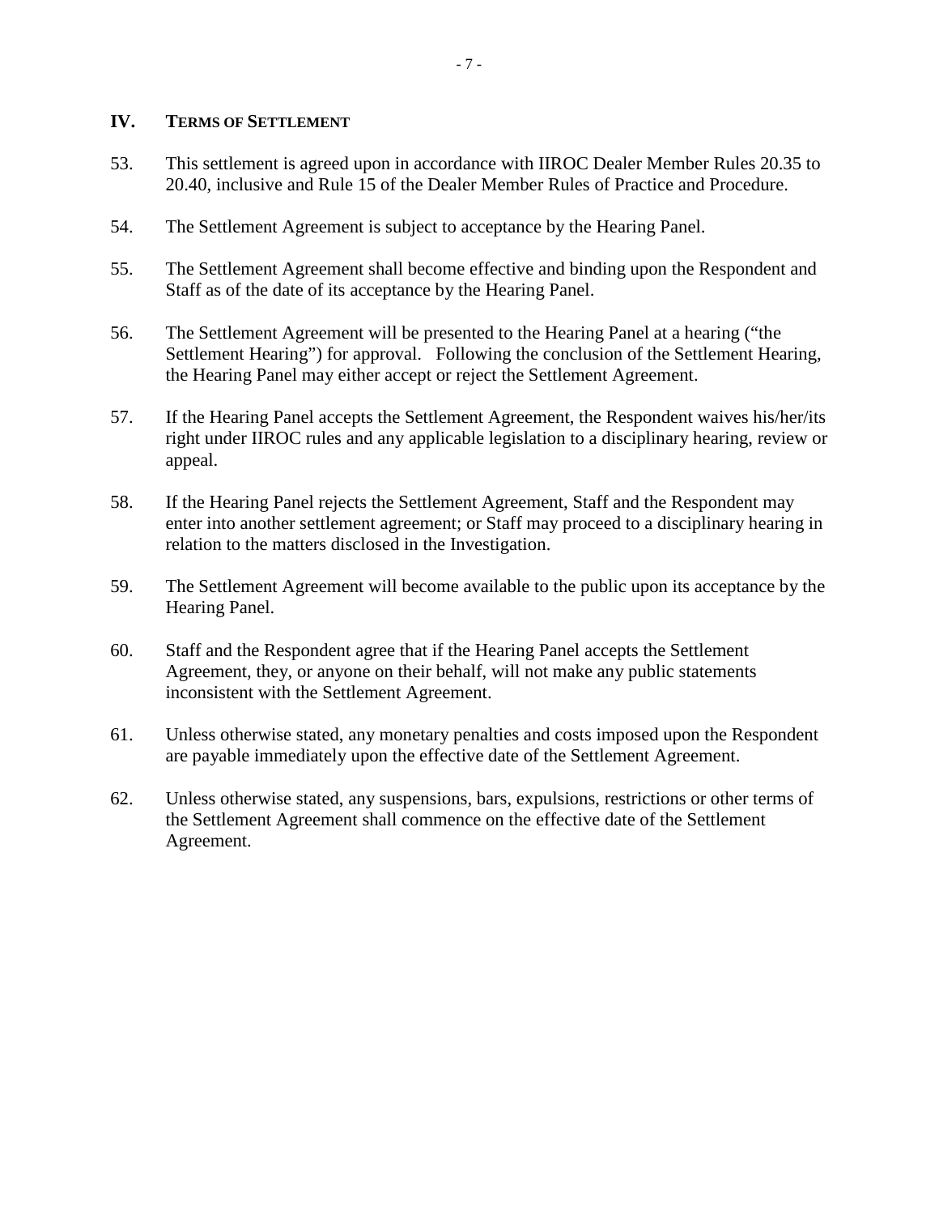## IV. TERMS OF SETTLEMENT

53. This settlement is agreed upon in accordance with IIROC Dealer Member Rules 20.35 to 20.40, inclusive and Rule 15 of the Dealer Member Rules of Practice and Procedure.

54. The Settlement Agreement is subject to acceptance by the Hearing Panel.

55. The Settlement Agreement shall become effective and binding upon the Respondent and Staff as of the date of its acceptance by the Hearing Panel.

56. The Settlement Agreement will be presented to the Hearing Panel at a hearing ("the Settlement Hearing") for approval. Following the conclusion of the Settlement Hearing, the Hearing Panel may either accept or reject the Settlement Agreement.

57. If the Hearing Panel accepts the Settlement Agreement, the Respondent waives his/her/its right under IIROC rules and any applicable legislation to a disciplinary hearing, review or appeal.

58. If the Hearing Panel rejects the Settlement Agreement, Staff and the Respondent may enter into another settlement agreement; or Staff may proceed to a disciplinary hearing in relation to the matters disclosed in the Investigation.

59. The Settlement Agreement will become available to the public upon its acceptance by the Hearing Panel.

60. Staff and the Respondent agree that if the Hearing Panel accepts the Settlement Agreement, they, or anyone on their behalf, will not make any public statements inconsistent with the Settlement Agreement.

61. Unless otherwise stated, any monetary penalties and costs imposed upon the Respondent are payable immediately upon the effective date of the Settlement Agreement.

62. Unless otherwise stated, any suspensions, bars, expulsions, restrictions or other terms of the Settlement Agreement shall commence on the effective date of the Settlement Agreement.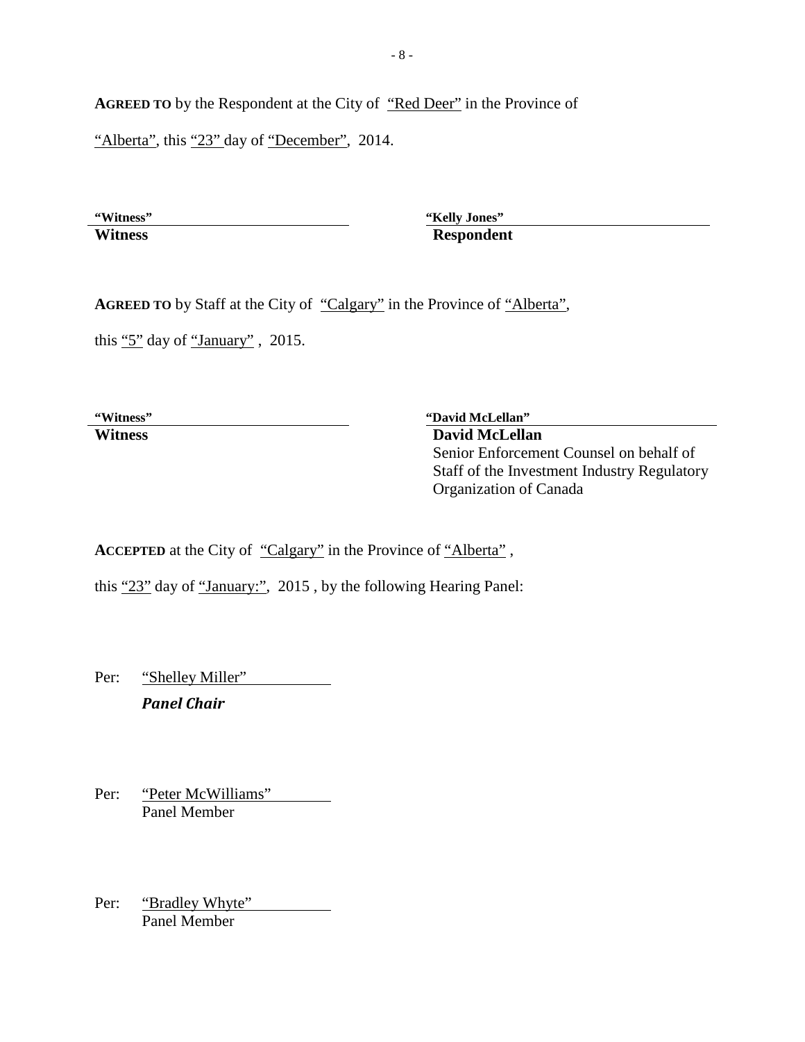**AGREED TO** by the Respondent at the City of "Red Deer" in the Province of "Alberta", this "23" day of "December", 2014.

| | |
|---|---|
| **"Witness"** | **"Kelly Jones"** |
| **Witness** | **Respondent** |

**AGREED TO** by Staff at the City of "Calgary" in the Province of "Alberta", this "5" day of "January" , 2015.

| | |
|---|---|
| **"Witness"** | **"David McLellan"** |
| **Witness** | **David McLellan**<br>Senior Enforcement Counsel on behalf of Staff of the Investment Industry Regulatory Organization of Canada |

**ACCEPTED** at the City of "Calgary" in the Province of "Alberta" , this "23" day of "January:", 2015 , by the following Hearing Panel:

Per: "Shelley Miller"
***Panel Chair***

Per: "Peter McWilliams"
Panel Member

Per: "Bradley Whyte"
Panel Member